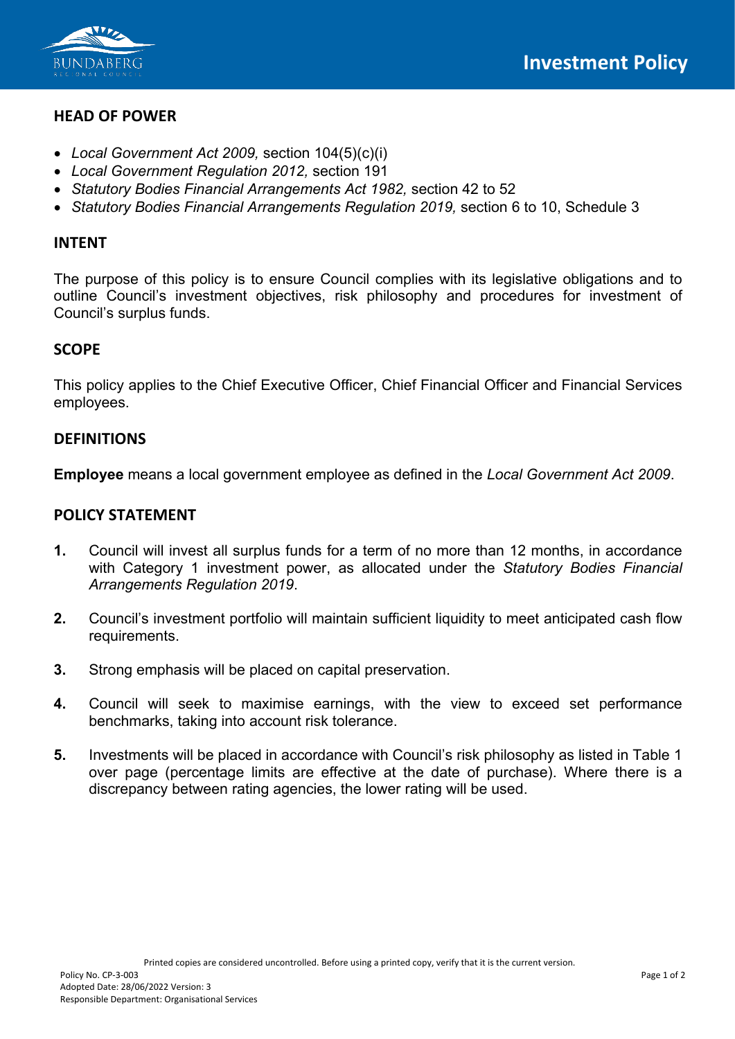# Investment Policy

## HEAD OF POWER

- *Local Government Act 2009,* section 104(5)(c)(i)
- *Local Government Regulation 2012,* section 191
- *Statutory Bodies Financial Arrangements Act 1982,* section 42 to 52
- *Statutory Bodies Financial Arrangements Regulation 2019,* section 6 to 10, Schedule 3

## INTENT

The purpose of this policy is to ensure Council complies with its legislative obligations and to outline Council's investment objectives, risk philosophy and procedures for investment of Council's surplus funds.

## SCOPE

This policy applies to the Chief Executive Officer, Chief Financial Officer and Financial Services employees.

## DEFINITIONS

**Employee** means a local government employee as defined in the *Local Government Act 2009*.

## POLICY STATEMENT

**1.** Council will invest all surplus funds for a term of no more than 12 months, in accordance with Category 1 investment power, as allocated under the *Statutory Bodies Financial Arrangements Regulation 2019*.

**2.** Council's investment portfolio will maintain sufficient liquidity to meet anticipated cash flow requirements.

**3.** Strong emphasis will be placed on capital preservation.

**4.** Council will seek to maximise earnings, with the view to exceed set performance benchmarks, taking into account risk tolerance.

**5.** Investments will be placed in accordance with Council's risk philosophy as listed in Table 1 over page (percentage limits are effective at the date of purchase). Where there is a discrepancy between rating agencies, the lower rating will be used.

Printed copies are considered uncontrolled. Before using a printed copy, verify that it is the current version.
Policy No. CP-3-003
Adopted Date: 28/06/2022 Version: 3
Responsible Department: Organisational Services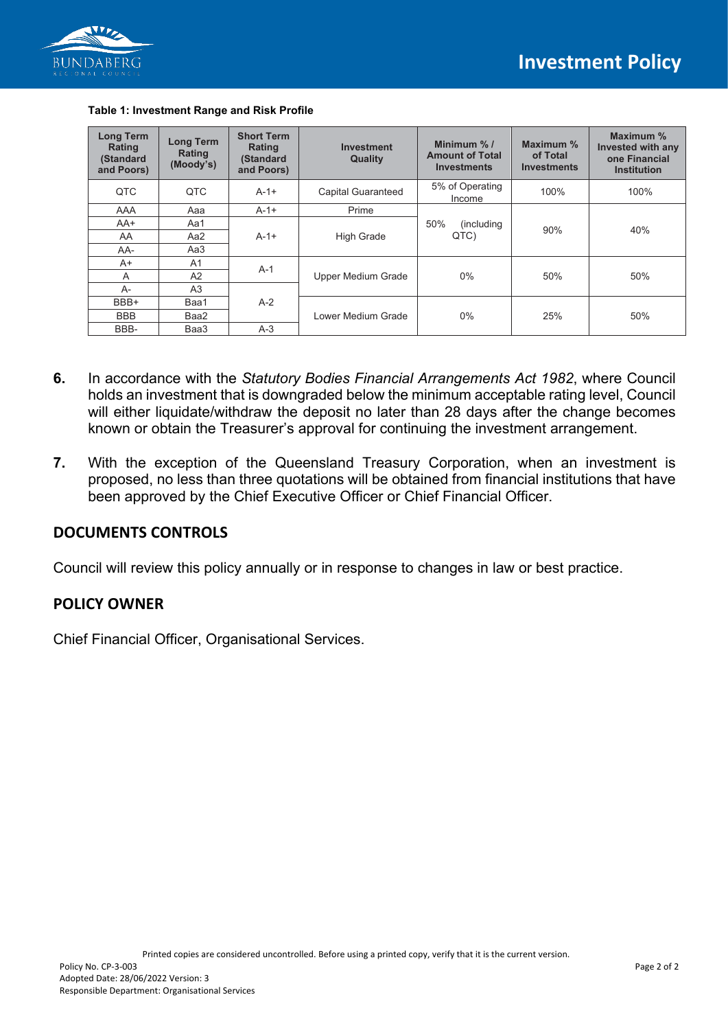**Table 1: Investment Range and Risk Profile**

| Long Term Rating (Standard and Poors) | Long Term Rating (Moody's) | Short Term Rating (Standard and Poors) | Investment Quality | Minimum % / Amount of Total Investments | Maximum % of Total Investments | Maximum % Invested with any one Financial Institution |
|---|---|---|---|---|---|---|
| QTC | QTC | A-1+ | Capital Guaranteed | 5% of Operating Income | 100% | 100% |
| AAA | Aaa | A-1+ | Prime | 50% (including QTC) | 90% | 40% |
| AA+ | Aa1 | A-1+ | High Grade | | | |
| AA | Aa2 | | | | | |
| AA- | Aa3 | | | | | |
| A+ | A1 | A-1 | Upper Medium Grade | 0% | 50% | 50% |
| A | A2 | | | | | |
| A- | A3 | A-2 | | | | |
| BBB+ | Baa1 | | Lower Medium Grade | 0% | 25% | 50% |
| BBB | Baa2 | | | | | |
| BBB- | Baa3 | A-3 | | | | |

**6.** In accordance with the *Statutory Bodies Financial Arrangements Act 1982*, where Council holds an investment that is downgraded below the minimum acceptable rating level, Council will either liquidate/withdraw the deposit no later than 28 days after the change becomes known or obtain the Treasurer's approval for continuing the investment arrangement.

**7.** With the exception of the Queensland Treasury Corporation, when an investment is proposed, no less than three quotations will be obtained from financial institutions that have been approved by the Chief Executive Officer or Chief Financial Officer.

## DOCUMENTS CONTROLS

Council will review this policy annually or in response to changes in law or best practice.

## POLICY OWNER

Chief Financial Officer, Organisational Services.